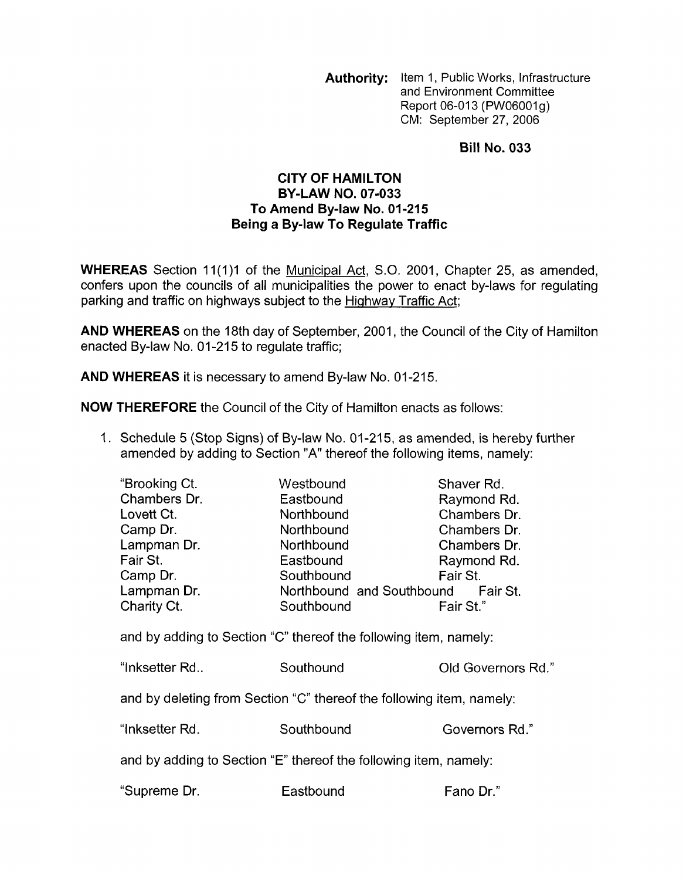**Authority:** Item 1, Public Works, Infrastructure and Environment Committee Report 06-013 (PW06001g) CM: September 27, 2006

**Bill No. 033**

# CITY OF HAMILTON
# BY-LAW NO. 07-033
## To Amend By-law No. 01-215
## Being a By-law To Regulate Traffic

**WHEREAS** Section 11(1)1 of the Municipal Act, S.O. 2001, Chapter 25, as amended, confers upon the councils of all municipalities the power to enact by-laws for regulating parking and traffic on highways subject to the Highway Traffic Act;

**AND WHEREAS** on the 18th day of September, 2001, the Council of the City of Hamilton enacted By-law No. 01-215 to regulate traffic;

**AND WHEREAS** it is necessary to amend By-law No. 01-215.

**NOW THEREFORE** the Council of the City of Hamilton enacts as follows:

1. Schedule 5 (Stop Signs) of By-law No. 01-215, as amended, is hereby further amended by adding to Section "A" thereof the following items, namely:

| | | |
|---|---|---|
| "Brooking Ct. | Westbound | Shaver Rd. |
| Chambers Dr. | Eastbound | Raymond Rd. |
| Lovett Ct. | Northbound | Chambers Dr. |
| Camp Dr. | Northbound | Chambers Dr. |
| Lampman Dr. | Northbound | Chambers Dr. |
| Fair St. | Eastbound | Raymond Rd. |
| Camp Dr. | Southbound | Fair St. |
| Lampman Dr. | Northbound and Southbound | Fair St. |
| Charity Ct. | Southbound | Fair St." |

and by adding to Section "C" thereof the following item, namely:

| | | |
|---|---|---|
| "Inksetter Rd.. | Southound | Old Governors Rd." |

and by deleting from Section "C" thereof the following item, namely:

| | | |
|---|---|---|
| "Inksetter Rd. | Southbound | Governors Rd." |

and by adding to Section "E" thereof the following item, namely:

| | | |
|---|---|---|
| "Supreme Dr. | Eastbound | Fano Dr." |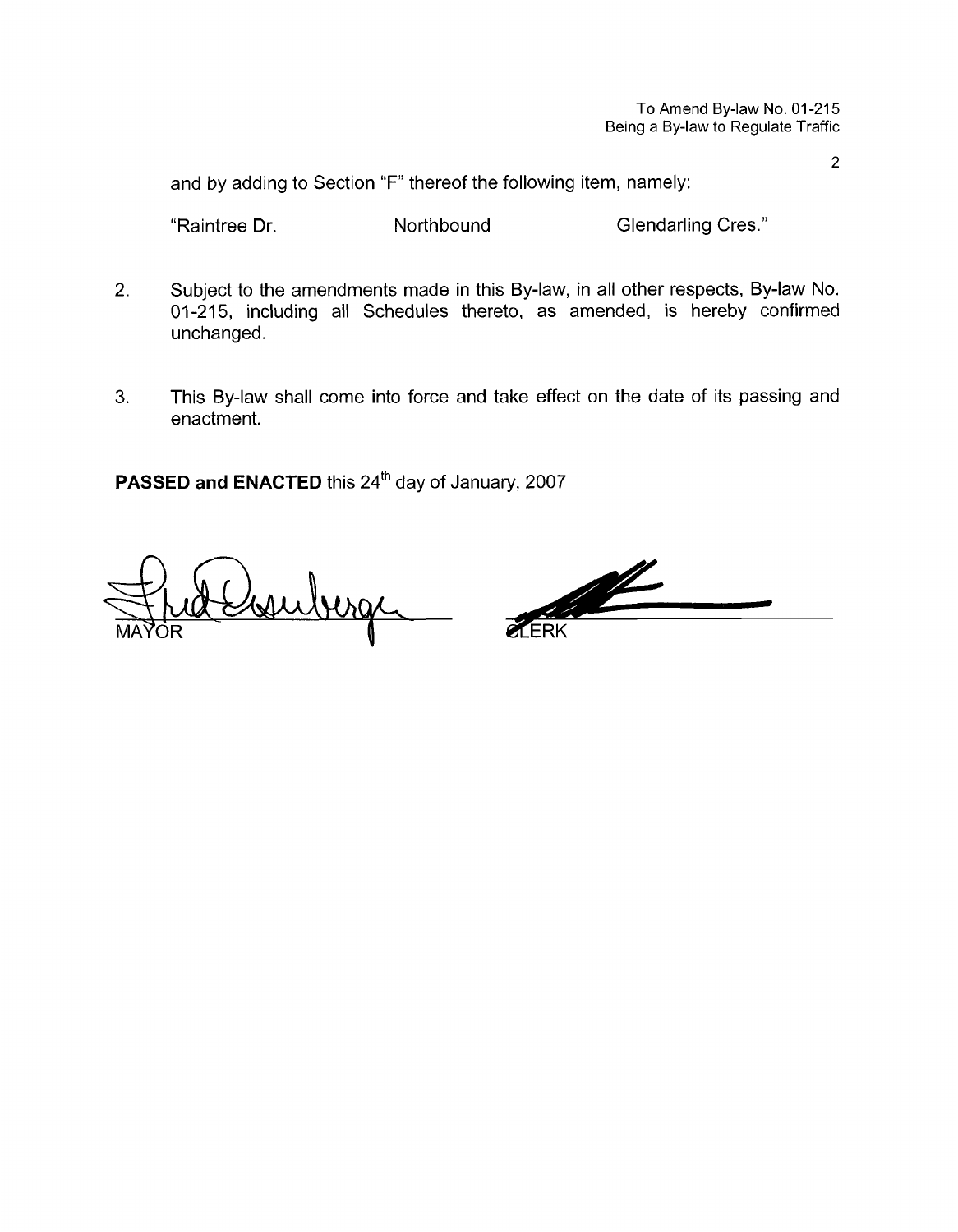and by adding to Section "F" thereof the following item, namely:

| | | |
|---|---|---|
| "Raintree Dr. | Northbound | Glendarling Cres." |

2. Subject to the amendments made in this By-law, in all other respects, By-law No. 01-215, including all Schedules thereto, as amended, is hereby confirmed unchanged.

3. This By-law shall come into force and take effect on the date of its passing and enactment.

**PASSED and ENACTED** this 24th day of January, 2007

MAYOR

CLERK